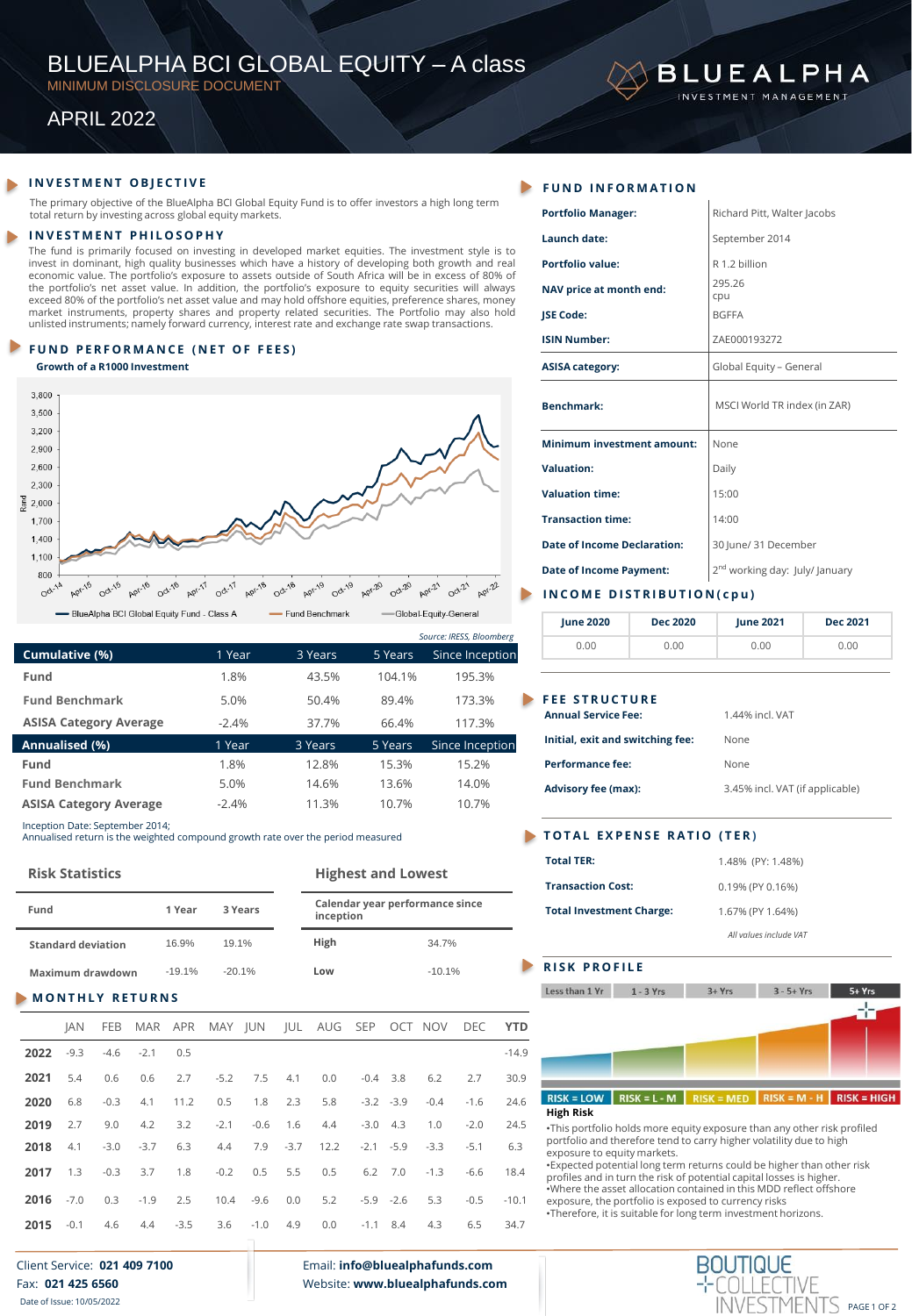# BLUEALPHA BCI GLOBAL EQUITY – A class

MINIMUM DISCLOSURE DOCUMENT

APRIL 2022

BLUEALPHA INVESTMENT MANAGEMENT

## INVESTMENT OBJECTIVE

The primary objective of the BlueAlpha BCI Global Equity Fund is to offer investors a high long term total return by investing across global equity markets.

## INVESTMENT PHILOSOPHY

The fund is primarily focused on investing in developed market equities. The investment style is to invest in dominant, high quality businesses which have a history of developing both growth and real economic value. The portfolio's exposure to assets outside of South Africa will be in excess of 80% of the portfolio's net asset value. In addition, the portfolio's exposure to equity securities will always exceed 80% of the portfolio's net asset value and may hold offshore equities, preference shares, money market instruments, property shares and property related securities. The Portfolio may also hold unlisted instruments; namely forward currency, interest rate and exchange rate swap transactions.

## FUND PERFORMANCE (NET OF FEES)

**Growth of a R1000 Investment**

BlueAlpha BCI Global Equity Fund - Class A | Fund Benchmark | Global-Equity-General

*Source: IRESS, Bloomberg*

| Cumulative (%) | 1 Year | 3 Years | 5 Years | Since Inception |
|---|---|---|---|---|
| Fund | 1.8% | 43.5% | 104.1% | 195.3% |
| Fund Benchmark | 5.0% | 50.4% | 89.4% | 173.3% |
| ASISA Category Average | -2.4% | 37.7% | 66.4% | 117.3% |
| **Annualised (%)** | **1 Year** | **3 Years** | **5 Years** | **Since Inception** |
| Fund | 1.8% | 12.8% | 15.3% | 15.2% |
| Fund Benchmark | 5.0% | 14.6% | 13.6% | 14.0% |
| ASISA Category Average | -2.4% | 11.3% | 10.7% | 10.7% |

Inception Date: September 2014;
Annualised return is the weighted compound growth rate over the period measured

### Risk Statistics

| Fund | 1 Year | 3 Years |
|---|---|---|
| Standard deviation | 16.9% | 19.1% |
| Maximum drawdown | -19.1% | -20.1% |

### Highest and Lowest

| Calendar year performance since inception | |
|---|---|
| High | 34.7% |
| Low | -10.1% |

## MONTHLY RETURNS

| | JAN | FEB | MAR | APR | MAY | JUN | JUL | AUG | SEP | OCT | NOV | DEC | YTD |
|---|---|---|---|---|---|---|---|---|---|---|---|---|---|
| 2022 | -9.3 | -4.6 | -2.1 | 0.5 | | | | | | | | | -14.9 |
| 2021 | 5.4 | 0.6 | 0.6 | 2.7 | -5.2 | 7.5 | 4.1 | 0.0 | -0.4 | 3.8 | 6.2 | 2.7 | 30.9 |
| 2020 | 6.8 | -0.3 | 4.1 | 11.2 | 0.5 | 1.8 | 2.3 | 5.8 | -3.2 | -3.9 | -0.4 | -1.6 | 24.6 |
| 2019 | 2.7 | 9.0 | 4.2 | 3.2 | -2.1 | -0.6 | 1.6 | 4.4 | -3.0 | 4.3 | 1.0 | -2.0 | 24.5 |
| 2018 | 4.1 | -3.0 | -3.7 | 6.3 | 4.4 | 7.9 | -3.7 | 12.2 | -2.1 | -5.9 | -3.3 | -5.1 | 6.3 |
| 2017 | 1.3 | -0.3 | 3.7 | 1.8 | -0.2 | 0.5 | 5.5 | 0.5 | 6.2 | 7.0 | -1.3 | -6.6 | 18.4 |
| 2016 | -7.0 | 0.3 | -1.9 | 2.5 | 10.4 | -9.6 | 0.0 | 5.2 | -5.9 | -2.6 | 5.3 | -0.5 | -10.1 |
| 2015 | -0.1 | 4.6 | 4.4 | -3.5 | 3.6 | -1.0 | 4.9 | 0.0 | -1.1 | 8.4 | 4.3 | 6.5 | 34.7 |

## FUND INFORMATION

| | |
|---|---|
| **Portfolio Manager:** | Richard Pitt, Walter Jacobs |
| **Launch date:** | September 2014 |
| **Portfolio value:** | R 1.2 billion |
| **NAV price at month end:** | 295.26 cpu |
| **JSE Code:** | BGFFA |
| **ISIN Number:** | ZAE000193272 |
| **ASISA category:** | Global Equity – General |
| **Benchmark:** | MSCI World TR index (in ZAR) |
| **Minimum investment amount:** | None |
| **Valuation:** | Daily |
| **Valuation time:** | 15:00 |
| **Transaction time:** | 14:00 |
| **Date of Income Declaration:** | 30 June/ 31 December |
| **Date of Income Payment:** | 2nd working day: July/ January |

## INCOME DISTRIBUTION(cpu)

| June 2020 | Dec 2020 | June 2021 | Dec 2021 |
|---|---|---|---|
| 0.00 | 0.00 | 0.00 | 0.00 |

## FEE STRUCTURE

| | |
|---|---|
| **Annual Service Fee:** | 1.44% incl. VAT |
| **Initial, exit and switching fee:** | None |
| **Performance fee:** | None |
| **Advisory fee (max):** | 3.45% incl. VAT (if applicable) |

## TOTAL EXPENSE RATIO (TER)

| | |
|---|---|
| **Total TER:** | 1.48% (PY: 1.48%) |
| **Transaction Cost:** | 0.19% (PY 0.16%) |
| **Total Investment Charge:** | 1.67% (PY 1.64%) |

*All values include VAT*

## RISK PROFILE

Less than 1 Yr | 1 - 3 Yrs | 3+ Yrs | 3 - 5+ Yrs | 5+ Yrs

RISK = LOW | RISK = L - M | RISK = MED | RISK = M - H | RISK = HIGH

**High Risk**

- This portfolio holds more equity exposure than any other risk profiled portfolio and therefore tend to carry higher volatility due to high exposure to equity markets.
- Expected potential long term returns could be higher than other risk profiles and in turn the risk of potential capital losses is higher.
- Where the asset allocation contained in this MDD reflect offshore exposure, the portfolio is exposed to currency risks
- Therefore, it is suitable for long term investment horizons.

Client Service: **021 409 7100**
Fax: **021 425 6560**
Date of Issue: 10/05/2022

Email: **info@bluealphafunds.com**
Website: **www.bluealphafunds.com**

BOUTIQUE COLLECTIVE INVESTMENTS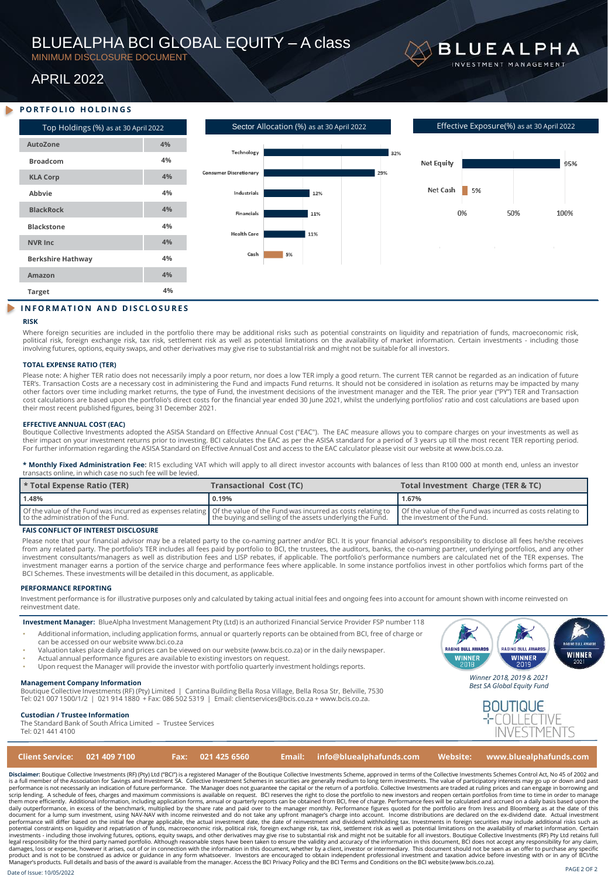# BLUEALPHA BCI GLOBAL EQUITY – A class

MINIMUM DISCLOSURE DOCUMENT

APRIL 2022

BLUEALPHA
INVESTMENT MANAGEMENT

## PORTFOLIO HOLDINGS

| Top Holdings (%) as at 30 April 2022 | |
|---|---|
| AutoZone | 4% |
| Broadcom | 4% |
| KLA Corp | 4% |
| Abbvie | 4% |
| BlackRock | 4% |
| Blackstone | 4% |
| NVR Inc | 4% |
| Berkshire Hathaway | 4% |
| Amazon | 4% |
| Target | 4% |

Sector Allocation (%) as at 30 April 2022

Technology 32%
Consumer Discretionary 29%
Industrials 12%
Financials 11%
Health Care 11%
Cash 5%

Effective Exposure(%) as at 30 April 2022

Net Equity 95%
Net Cash 5%
0% 50% 100%

## INFORMATION AND DISCLOSURES

### RISK

Where foreign securities are included in the portfolio there may be additional risks such as potential constraints on liquidity and repatriation of funds, macroeconomic risk, political risk, foreign exchange risk, tax risk, settlement risk as well as potential limitations on the availability of market information. Certain investments - including those involving futures, options, equity swaps, and other derivatives may give rise to substantial risk and might not be suitable for all investors.

### TOTAL EXPENSE RATIO (TER)

Please note: A higher TER ratio does not necessarily imply a poor return, nor does a low TER imply a good return. The current TER cannot be regarded as an indication of future TER's. Transaction Costs are a necessary cost in administering the Fund and impacts Fund returns. It should not be considered in isolation as returns may be impacted by many other factors over time including market returns, the type of Fund, the investment decisions of the investment manager and the TER. The prior year ("PY") TER and Transaction cost calculations are based upon the portfolio's direct costs for the financial year ended 30 June 2021, whilst the underlying portfolios' ratio and cost calculations are based upon their most recent published figures, being 31 December 2021.

### EFFECTIVE ANNUAL COST (EAC)

Boutique Collective Investments adopted the ASISA Standard on Effective Annual Cost ("EAC"). The EAC measure allows you to compare charges on your investments as well as their impact on your investment returns prior to investing. BCI calculates the EAC as per the ASISA standard for a period of 3 years up till the most recent TER reporting period. For further information regarding the ASISA Standard on Effective Annual Cost and access to the EAC calculator please visit our website at www.bcis.co.za.

**\* Monthly Fixed Administration Fee:** R15 excluding VAT which will apply to all direct investor accounts with balances of less than R100 000 at month end, unless an investor transacts online, in which case no such fee will be levied.

| * Total Expense Ratio (TER) | Transactional Cost (TC) | Total Investment Charge (TER & TC) |
|---|---|---|
| 1.48% | 0.19% | 1.67% |
| Of the value of the Fund was incurred as expenses relating to the administration of the Fund. | Of the value of the Fund was incurred as costs relating to the buying and selling of the assets underlying the Fund. | Of the value of the Fund was incurred as costs relating to the investment of the Fund. |

### FAIS CONFLICT OF INTEREST DISCLOSURE

Please note that your financial advisor may be a related party to the co-naming partner and/or BCI. It is your financial advisor's responsibility to disclose all fees he/she receives from any related party. The portfolio's TER includes all fees paid by portfolio to BCI, the trustees, the auditors, banks, the co-naming partner, underlying portfolios, and any other investment consultants/managers as well as distribution fees and LISP rebates, if applicable. The portfolio's performance numbers are calculated net of the TER expenses. The investment manager earns a portion of the service charge and performance fees where applicable. In some instance portfolios invest in other portfolios which forms part of the BCI Schemes. These investments will be detailed in this document, as applicable.

### PERFORMANCE REPORTING

Investment performance is for illustrative purposes only and calculated by taking actual initial fees and ongoing fees into account for amount shown with income reinvested on reinvestment date.

**Investment Manager:** BlueAlpha Investment Management Pty (Ltd) is an authorized Financial Service Provider FSP number 118

- Additional information, including application forms, annual or quarterly reports can be obtained from BCI, free of charge or can be accessed on our website www.bci.co.za
- Valuation takes place daily and prices can be viewed on our website (www.bcis.co.za) or in the daily newspaper.
- Actual annual performance figures are available to existing investors on request.
- Upon request the Manager will provide the investor with portfolio quarterly investment holdings reports.

RAGING BULL AWARDS WINNER 2018 | RAGING BULL AWARDS WINNER 2019 | RAGING BULL AWARDS WINNER 2021

*Winner 2018, 2019 & 2021*
*Best SA Global Equity Fund*

**Management Company Information**
Boutique Collective Investments (RF) (Pty) Limited | Cantina Building Bella Rosa Village, Bella Rosa Str, Belville, 7530
Tel: 021 007 1500/1/2 | 021 914 1880 + Fax: 086 502 5319 | Email: clientservices@bcis.co.za + www.bcis.co.za.

**Custodian / Trustee Information**
The Standard Bank of South Africa Limited – Trustee Services
Tel: 021 441 4100

BOUTIQUE COLLECTIVE INVESTMENTS

**Client Service:** 021 409 7100 **Fax:** 021 425 6560 **Email:** info@bluealphafunds.com **Website:** www.bluealphafunds.com

**Disclaimer:** Boutique Collective Investments (RF) (Pty) Ltd ("BCI") is a registered Manager of the Boutique Collective Investments Scheme, approved in terms of the Collective Investments Schemes Control Act, No 45 of 2002 and is a full member of the Association for Savings and Investment SA. Collective Investment Schemes in securities are generally medium to long term investments. The value of participatory interests may go up or down and past performance is not necessarily an indication of future performance. The Manager does not guarantee the capital or the return of a portfolio. Collective Investments are traded at ruling prices and can engage in borrowing and scrip lending. A schedule of fees, charges and maximum commissions is available on request. BCI reserves the right to close the portfolio to new investors and reopen certain portfolios from time to time in order to manage them more efficiently. Additional information, including application forms, annual or quarterly reports can be obtained from BCI, free of charge. Performance fees will be calculated and accrued on a daily basis based upon the daily outperformance, in excess of the benchmark, multiplied by the share rate and paid over to the manager monthly. Performance figures quoted for the portfolio are from Iress and Bloomberg as at the date of this document for a lump sum investment, using NAV-NAV with income reinvested and do not take any upfront manager's charge into account. Income distributions are declared on the ex-dividend date. Actual investment performance will differ based on the initial fee charge applicable, the actual investment date, the date of reinvestment and dividend withholding tax. Investments in foreign securities may include additional risks such as potential constraints on liquidity and repatriation of funds, macroeconomic risk, political risk, foreign exchange risk, tax risk, settlement risk as well as potential limitations on the availability of market information. Certain investments - including those involving futures, options, equity swaps, and other derivatives may give rise to substantial risk and might not be suitable for all investors. Boutique Collective Investments (RF) Pty Ltd retains full legal responsibility for the third party named portfolio. Although reasonable steps have been taken to ensure the validity and accuracy of the information in this document, BCI does not accept any responsibility for any claim, damages, loss or expense, however it arises, out of or in connection with the information in this document, whether by a client, investor or intermediary. This document should not be seen as an offer to purchase any specific product and is not to be construed as advice or guidance in any form whatsoever. Investors are encouraged to obtain independent professional investment and taxation advice before investing with or in any of BCI/the Manager's products. Full details and basis of the award is available from the manager. Access the BCI Privacy Policy and the BCI Terms and Conditions on the BCI website (www.bcis.co.za).

Date of Issue: 10/05/2022